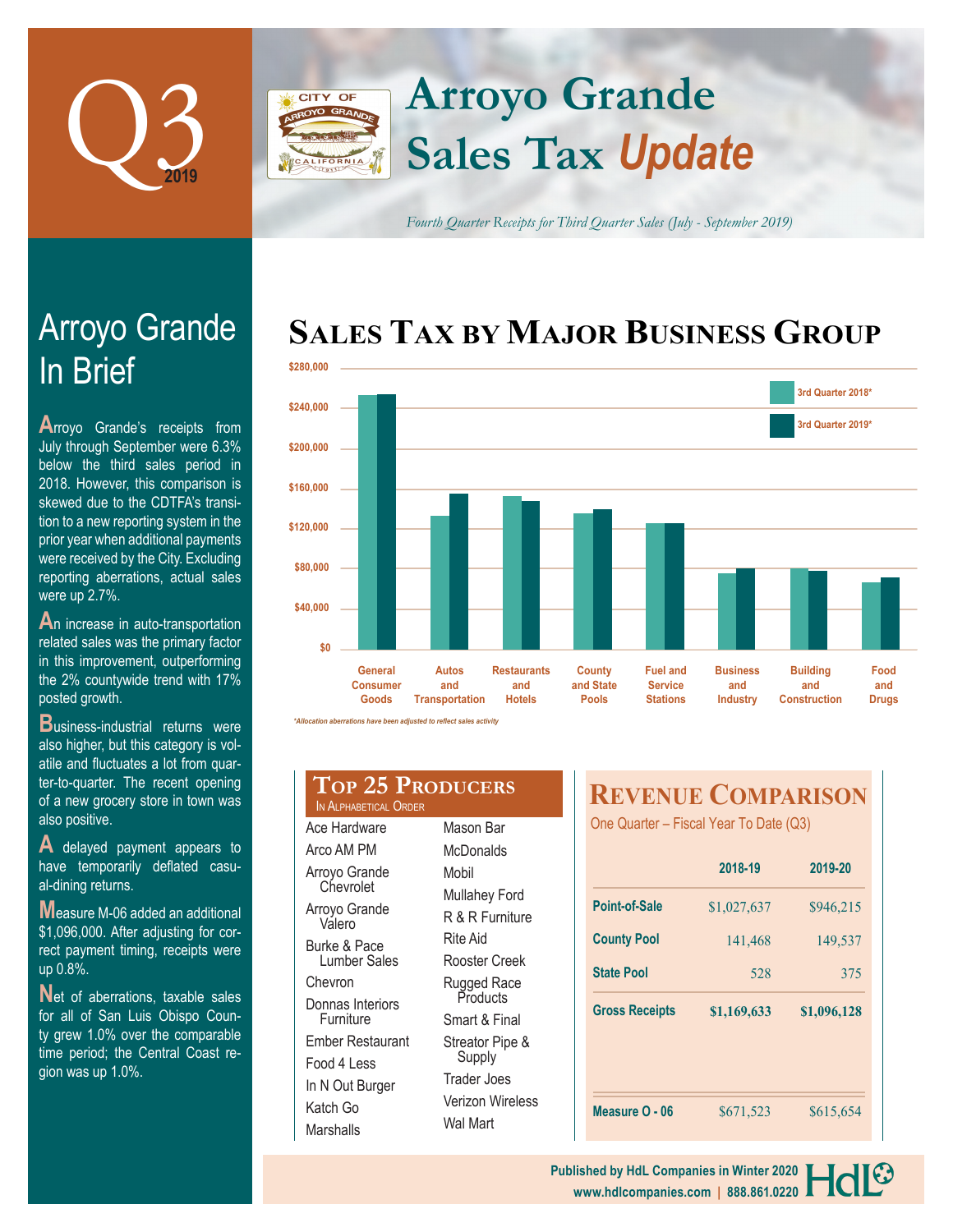# Q3 2019

# Arroyo Grande Sales Tax *Update*

*Fourth Quarter Receipts for Third Quarter Sales (July - September 2019)*

## Arroyo Grande In Brief

Arroyo Grande's receipts from July through September were 6.3% below the third sales period in 2018. However, this comparison is skewed due to the CDTFA's transition to a new reporting system in the prior year when additional payments were received by the City. Excluding reporting aberrations, actual sales were up 2.7%.

An increase in auto-transportation related sales was the primary factor in this improvement, outperforming the 2% countywide trend with 17% posted growth.

Business-industrial returns were also higher, but this category is volatile and fluctuates a lot from quarter-to-quarter. The recent opening of a new grocery store in town was also positive.

A delayed payment appears to have temporarily deflated casual-dining returns.

Measure M-06 added an additional $1,096,000. After adjusting for correct payment timing, receipts were up 0.8%.

Net of aberrations, taxable sales for all of San Luis Obispo County grew 1.0% over the comparable time period; the Central Coast region was up 1.0%.

## Sales Tax by Major Business Group

| Business Group | 3rd Quarter 2018* | 3rd Quarter 2019* |
|---|---|---|
| General Consumer Goods | ~$253,000 | ~$254,000 |
| Autos and Transportation | ~$133,000 | ~$155,000 |
| Restaurants and Hotels | ~$153,000 | ~$148,000 |
| County and State Pools | ~$136,000 | ~$140,000 |
| Fuel and Service Stations | ~$126,000 | ~$126,000 |
| Business and Industry | ~$76,000 | ~$80,000 |
| Building and Construction | ~$81,000 | ~$78,000 |
| Food and Drugs | ~$67,000 | ~$72,000 |

*\*Allocation aberrations have been adjusted to reflect sales activity*

## Top 25 Producers

In Alphabetical Order

- Ace Hardware
- Arco AM PM
- Arroyo Grande Chevrolet
- Arroyo Grande Valero
- Burke & Pace Lumber Sales
- Chevron
- Donnas Interiors Furniture
- Ember Restaurant
- Food 4 Less
- In N Out Burger
- Katch Go
- Marshalls
- Mason Bar
- McDonalds
- Mobil
- Mullahey Ford
- R & R Furniture
- Rite Aid
- Rooster Creek
- Rugged Race Products
- Smart & Final
- Streator Pipe & Supply
- Trader Joes
- Verizon Wireless
- Wal Mart

## Revenue Comparison

One Quarter – Fiscal Year To Date (Q3)

| | 2018-19 | 2019-20 |
|---|---|---|
| **Point-of-Sale** | $1,027,637 | $946,215 |
| **County Pool** | 141,468 | 149,537 |
| **State Pool** | 528 | 375 |
| **Gross Receipts** | **$1,169,633** | **$1,096,128** |
| **Measure O - 06** | $671,523 | $615,654 |

Published by HdL Companies in Winter 2020
www.hdlcompanies.com | 888.861.0220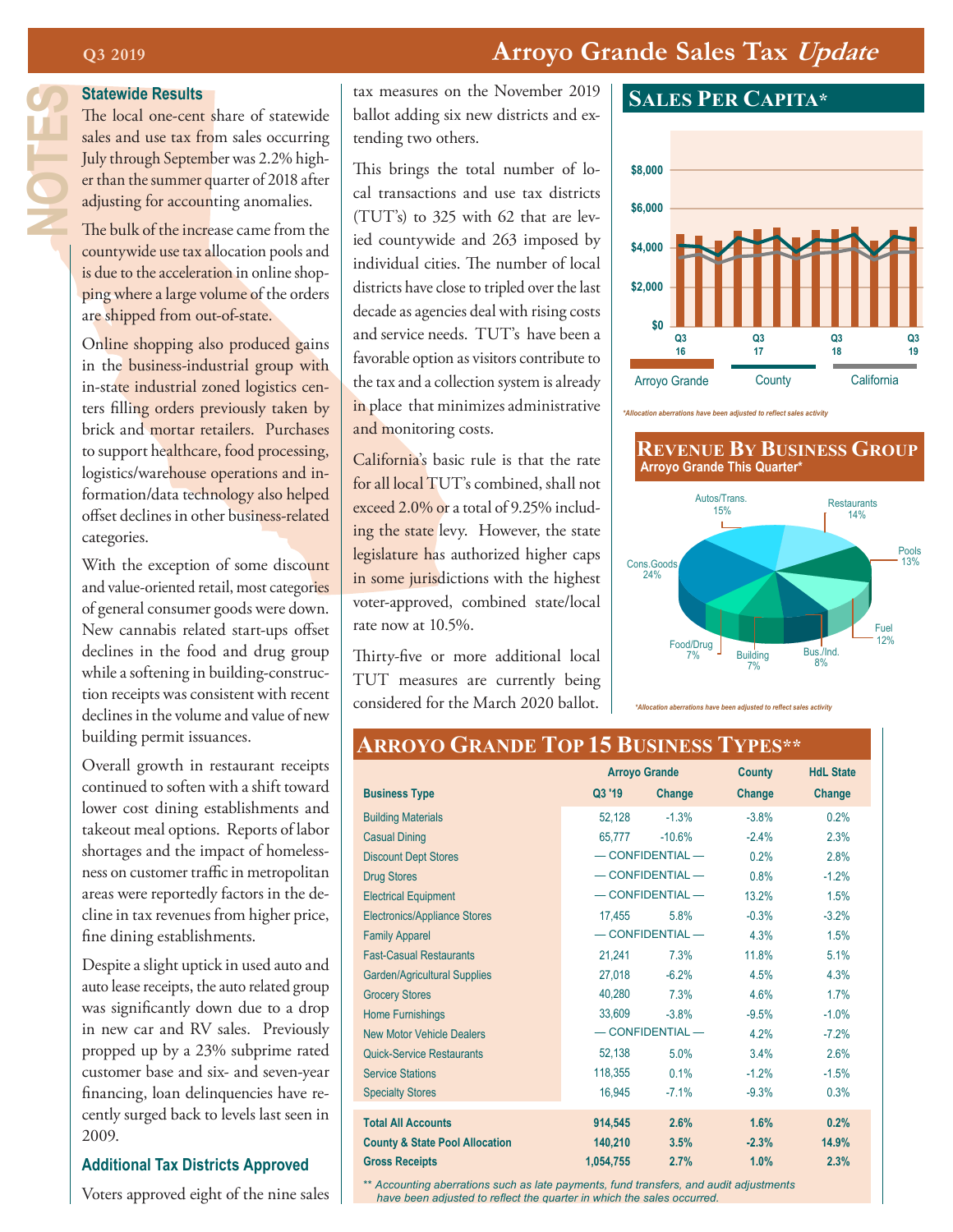# Arroyo Grande Sales Tax *Update*

Q3 2019

NOTES

### Statewide Results

The local one-cent share of statewide sales and use tax from sales occurring July through September was 2.2% higher than the summer quarter of 2018 after adjusting for accounting anomalies.

The bulk of the increase came from the countywide use tax allocation pools and is due to the acceleration in online shopping where a large volume of the orders are shipped from out-of-state.

Online shopping also produced gains in the business-industrial group with in-state industrial zoned logistics centers filling orders previously taken by brick and mortar retailers. Purchases to support healthcare, food processing, logistics/warehouse operations and information/data technology also helped offset declines in other business-related categories.

With the exception of some discount and value-oriented retail, most categories of general consumer goods were down. New cannabis related start-ups offset declines in the food and drug group while a softening in building-construction receipts was consistent with recent declines in the volume and value of new building permit issuances.

Overall growth in restaurant receipts continued to soften with a shift toward lower cost dining establishments and takeout meal options. Reports of labor shortages and the impact of homelessness on customer traffic in metropolitan areas were reportedly factors in the decline in tax revenues from higher price, fine dining establishments.

Despite a slight uptick in used auto and auto lease receipts, the auto related group was significantly down due to a drop in new car and RV sales. Previously propped up by a 23% subprime rated customer base and six- and seven-year financing, loan delinquencies have recently surged back to levels last seen in 2009.

### Additional Tax Districts Approved

Voters approved eight of the nine sales tax measures on the November 2019 ballot adding six new districts and extending two others.

This brings the total number of local transactions and use tax districts (TUT's) to 325 with 62 that are levied countywide and 263 imposed by individual cities. The number of local districts have close to tripled over the last decade as agencies deal with rising costs and service needs. TUT's have been a favorable option as visitors contribute to the tax and a collection system is already in place that minimizes administrative and monitoring costs.

California's basic rule is that the rate for all local TUT's combined, shall not exceed 2.0% or a total of 9.25% including the state levy. However, the state legislature has authorized higher caps in some jurisdictions with the highest voter-approved, combined state/local rate now at 10.5%.

Thirty-five or more additional local TUT measures are currently being considered for the March 2020 ballot.

## Sales Per Capita*

$8,000
$6,000
$4,000
$2,000
$0
Q3 16
Q3 17
Q3 18
Q3 19
Arroyo Grande
County
California

*Allocation aberrations have been adjusted to reflect sales activity

## Revenue By Business Group

Arroyo Grande This Quarter*

Autos/Trans. 15%
Restaurants 14%
Pools 13%
Fuel 12%
Bus./Ind. 8%
Building 7%
Food/Drug 7%
Cons.Goods 24%

*Allocation aberrations have been adjusted to reflect sales activity

## Arroyo Grande Top 15 Business Types**

| Business Type | Arroyo Grande Q3 '19 | Arroyo Grande Change | County Change | HdL State Change |
|---|---|---|---|---|
| Building Materials | 52,128 | -1.3% | -3.8% | 0.2% |
| Casual Dining | 65,777 | -10.6% | -2.4% | 2.3% |
| Discount Dept Stores | — CONFIDENTIAL — | | 0.2% | 2.8% |
| Drug Stores | — CONFIDENTIAL — | | 0.8% | -1.2% |
| Electrical Equipment | — CONFIDENTIAL — | | 13.2% | 1.5% |
| Electronics/Appliance Stores | 17,455 | 5.8% | -0.3% | -3.2% |
| Family Apparel | — CONFIDENTIAL — | | 4.3% | 1.5% |
| Fast-Casual Restaurants | 21,241 | 7.3% | 11.8% | 5.1% |
| Garden/Agricultural Supplies | 27,018 | -6.2% | 4.5% | 4.3% |
| Grocery Stores | 40,280 | 7.3% | 4.6% | 1.7% |
| Home Furnishings | 33,609 | -3.8% | -9.5% | -1.0% |
| New Motor Vehicle Dealers | — CONFIDENTIAL — | | 4.2% | -7.2% |
| Quick-Service Restaurants | 52,138 | 5.0% | 3.4% | 2.6% |
| Service Stations | 118,355 | 0.1% | -1.2% | -1.5% |
| Specialty Stores | 16,945 | -7.1% | -9.3% | 0.3% |
| **Total All Accounts** | **914,545** | **2.6%** | **1.6%** | **0.2%** |
| **County & State Pool Allocation** | **140,210** | **3.5%** | **-2.3%** | **14.9%** |
| **Gross Receipts** | **1,054,755** | **2.7%** | **1.0%** | **2.3%** |

*** Accounting aberrations such as late payments, fund transfers, and audit adjustments have been adjusted to reflect the quarter in which the sales occurred.*